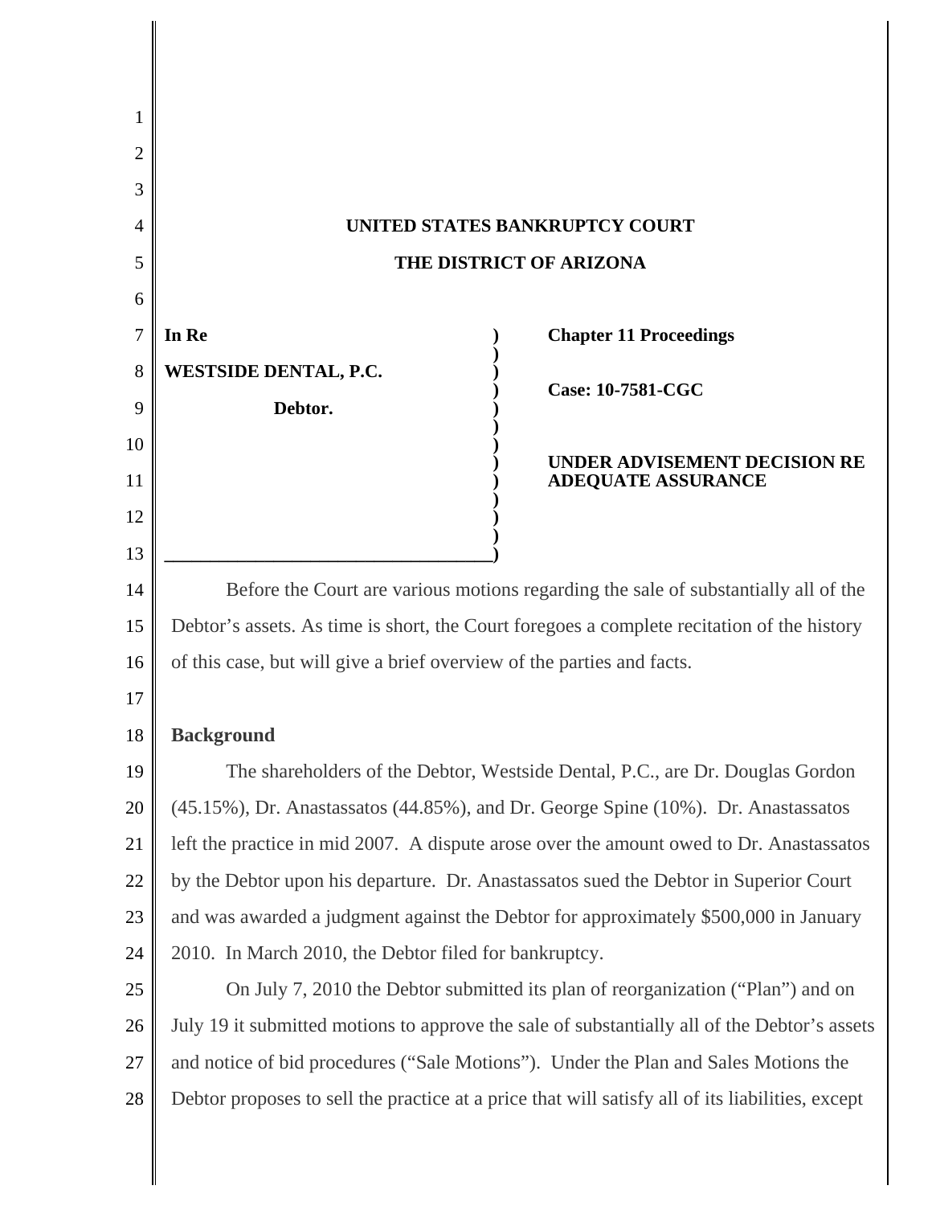**UNITED STATES BANKRUPTCY COURT**

**THE DISTRICT OF ARIZONA**

| | |
|---|---|
| **In Re**<br><br>**WESTSIDE DENTAL, P.C.**<br><br>**Debtor.** | **Chapter 11 Proceedings**<br><br>**Case: 10-7581-CGC**<br><br>**UNDER ADVISEMENT DECISION RE ADEQUATE ASSURANCE** |

Before the Court are various motions regarding the sale of substantially all of the Debtor's assets. As time is short, the Court foregoes a complete recitation of the history of this case, but will give a brief overview of the parties and facts.

**Background**

The shareholders of the Debtor, Westside Dental, P.C., are Dr. Douglas Gordon (45.15%), Dr. Anastassatos (44.85%), and Dr. George Spine (10%). Dr. Anastassatos left the practice in mid 2007. A dispute arose over the amount owed to Dr. Anastassatos by the Debtor upon his departure. Dr. Anastassatos sued the Debtor in Superior Court and was awarded a judgment against the Debtor for approximately $500,000 in January 2010. In March 2010, the Debtor filed for bankruptcy.

On July 7, 2010 the Debtor submitted its plan of reorganization ("Plan") and on July 19 it submitted motions to approve the sale of substantially all of the Debtor's assets and notice of bid procedures ("Sale Motions"). Under the Plan and Sales Motions the Debtor proposes to sell the practice at a price that will satisfy all of its liabilities, except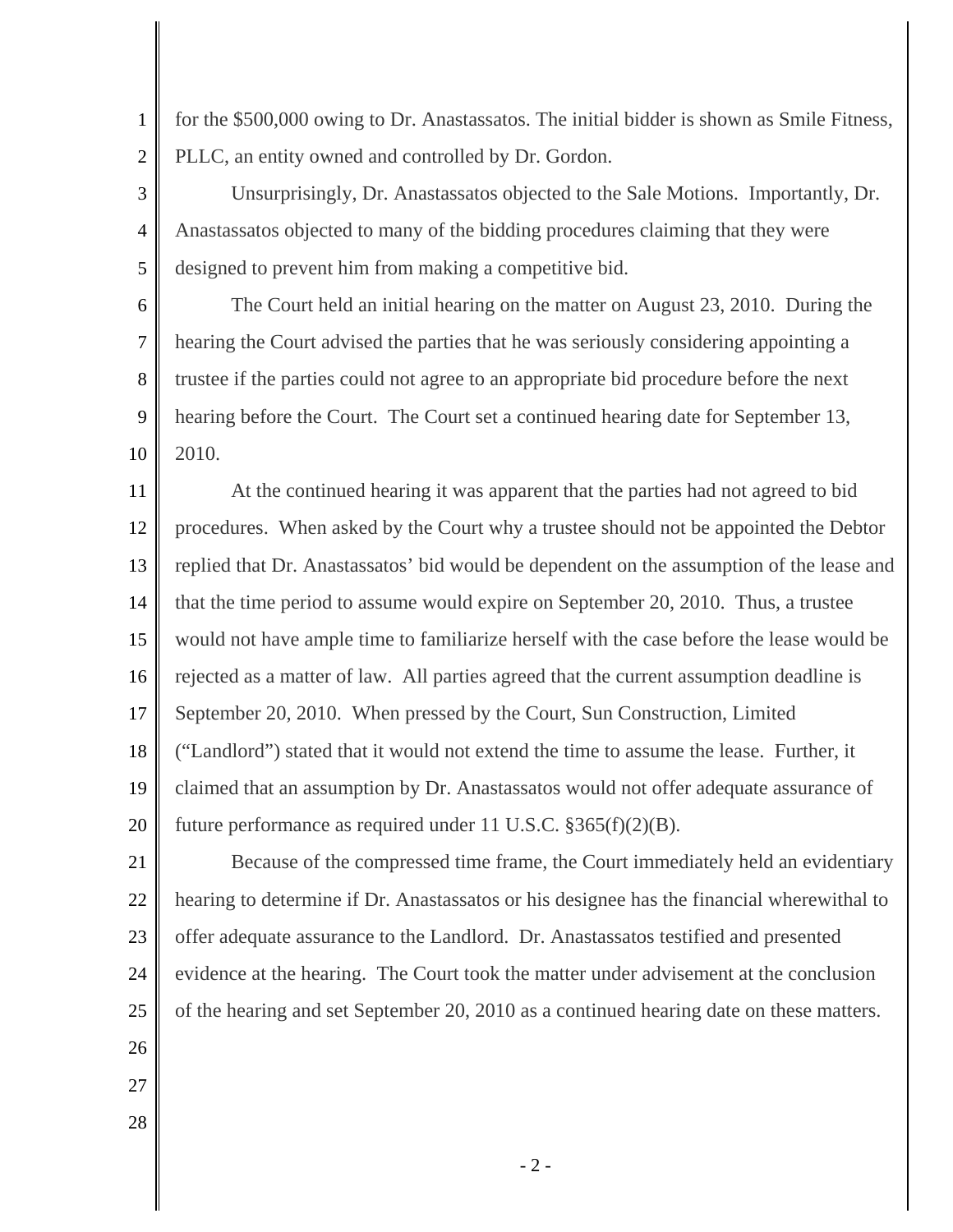for the $500,000 owing to Dr. Anastassatos. The initial bidder is shown as Smile Fitness, PLLC, an entity owned and controlled by Dr. Gordon.

Unsurprisingly, Dr. Anastassatos objected to the Sale Motions. Importantly, Dr. Anastassatos objected to many of the bidding procedures claiming that they were designed to prevent him from making a competitive bid.

The Court held an initial hearing on the matter on August 23, 2010. During the hearing the Court advised the parties that he was seriously considering appointing a trustee if the parties could not agree to an appropriate bid procedure before the next hearing before the Court. The Court set a continued hearing date for September 13, 2010.

At the continued hearing it was apparent that the parties had not agreed to bid procedures. When asked by the Court why a trustee should not be appointed the Debtor replied that Dr. Anastassatos' bid would be dependent on the assumption of the lease and that the time period to assume would expire on September 20, 2010. Thus, a trustee would not have ample time to familiarize herself with the case before the lease would be rejected as a matter of law. All parties agreed that the current assumption deadline is September 20, 2010. When pressed by the Court, Sun Construction, Limited ("Landlord") stated that it would not extend the time to assume the lease. Further, it claimed that an assumption by Dr. Anastassatos would not offer adequate assurance of future performance as required under 11 U.S.C. §365(f)(2)(B).

Because of the compressed time frame, the Court immediately held an evidentiary hearing to determine if Dr. Anastassatos or his designee has the financial wherewithal to offer adequate assurance to the Landlord. Dr. Anastassatos testified and presented evidence at the hearing. The Court took the matter under advisement at the conclusion of the hearing and set September 20, 2010 as a continued hearing date on these matters.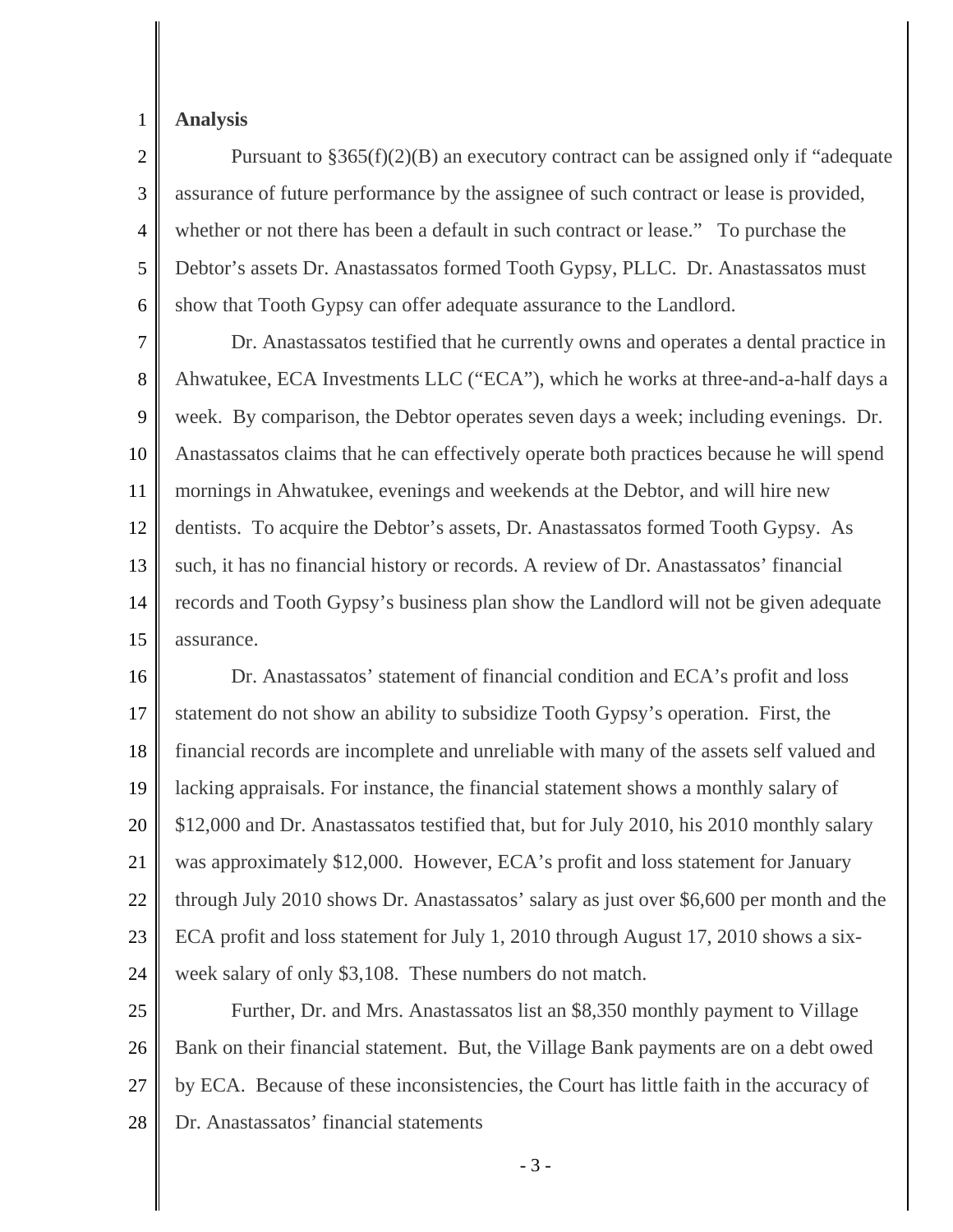**Analysis**

Pursuant to §365(f)(2)(B) an executory contract can be assigned only if "adequate assurance of future performance by the assignee of such contract or lease is provided, whether or not there has been a default in such contract or lease." To purchase the Debtor's assets Dr. Anastassatos formed Tooth Gypsy, PLLC. Dr. Anastassatos must show that Tooth Gypsy can offer adequate assurance to the Landlord.

Dr. Anastassatos testified that he currently owns and operates a dental practice in Ahwatukee, ECA Investments LLC ("ECA"), which he works at three-and-a-half days a week. By comparison, the Debtor operates seven days a week; including evenings. Dr. Anastassatos claims that he can effectively operate both practices because he will spend mornings in Ahwatukee, evenings and weekends at the Debtor, and will hire new dentists. To acquire the Debtor's assets, Dr. Anastassatos formed Tooth Gypsy. As such, it has no financial history or records. A review of Dr. Anastassatos' financial records and Tooth Gypsy's business plan show the Landlord will not be given adequate assurance.

Dr. Anastassatos' statement of financial condition and ECA's profit and loss statement do not show an ability to subsidize Tooth Gypsy's operation. First, the financial records are incomplete and unreliable with many of the assets self valued and lacking appraisals. For instance, the financial statement shows a monthly salary of \$12,000 and Dr. Anastassatos testified that, but for July 2010, his 2010 monthly salary was approximately \$12,000. However, ECA's profit and loss statement for January through July 2010 shows Dr. Anastassatos' salary as just over \$6,600 per month and the ECA profit and loss statement for July 1, 2010 through August 17, 2010 shows a six-week salary of only \$3,108. These numbers do not match.

Further, Dr. and Mrs. Anastassatos list an \$8,350 monthly payment to Village Bank on their financial statement. But, the Village Bank payments are on a debt owed by ECA. Because of these inconsistencies, the Court has little faith in the accuracy of Dr. Anastassatos' financial statements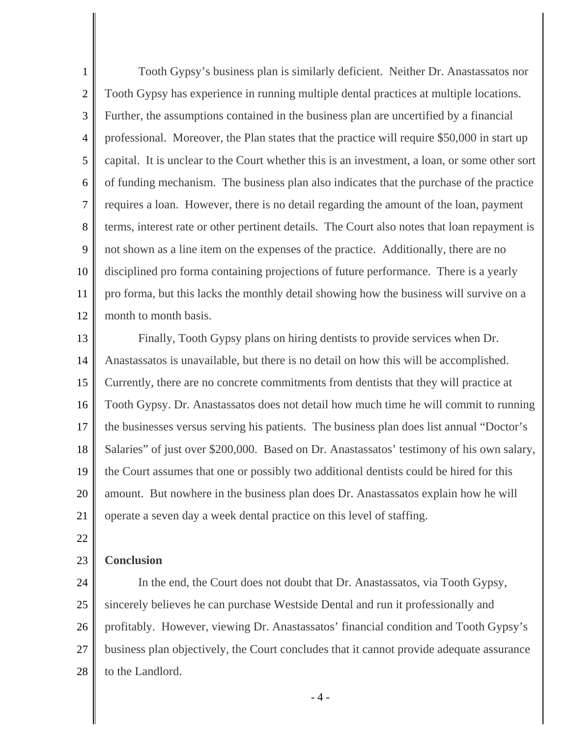Tooth Gypsy's business plan is similarly deficient. Neither Dr. Anastassatos nor Tooth Gypsy has experience in running multiple dental practices at multiple locations. Further, the assumptions contained in the business plan are uncertified by a financial professional. Moreover, the Plan states that the practice will require $50,000 in start up capital. It is unclear to the Court whether this is an investment, a loan, or some other sort of funding mechanism. The business plan also indicates that the purchase of the practice requires a loan. However, there is no detail regarding the amount of the loan, payment terms, interest rate or other pertinent details. The Court also notes that loan repayment is not shown as a line item on the expenses of the practice. Additionally, there are no disciplined pro forma containing projections of future performance. There is a yearly pro forma, but this lacks the monthly detail showing how the business will survive on a month to month basis.

Finally, Tooth Gypsy plans on hiring dentists to provide services when Dr. Anastassatos is unavailable, but there is no detail on how this will be accomplished. Currently, there are no concrete commitments from dentists that they will practice at Tooth Gypsy. Dr. Anastassatos does not detail how much time he will commit to running the businesses versus serving his patients. The business plan does list annual "Doctor's Salaries" of just over $200,000. Based on Dr. Anastassatos' testimony of his own salary, the Court assumes that one or possibly two additional dentists could be hired for this amount. But nowhere in the business plan does Dr. Anastassatos explain how he will operate a seven day a week dental practice on this level of staffing.

**Conclusion**

In the end, the Court does not doubt that Dr. Anastassatos, via Tooth Gypsy, sincerely believes he can purchase Westside Dental and run it professionally and profitably. However, viewing Dr. Anastassatos' financial condition and Tooth Gypsy's business plan objectively, the Court concludes that it cannot provide adequate assurance to the Landlord.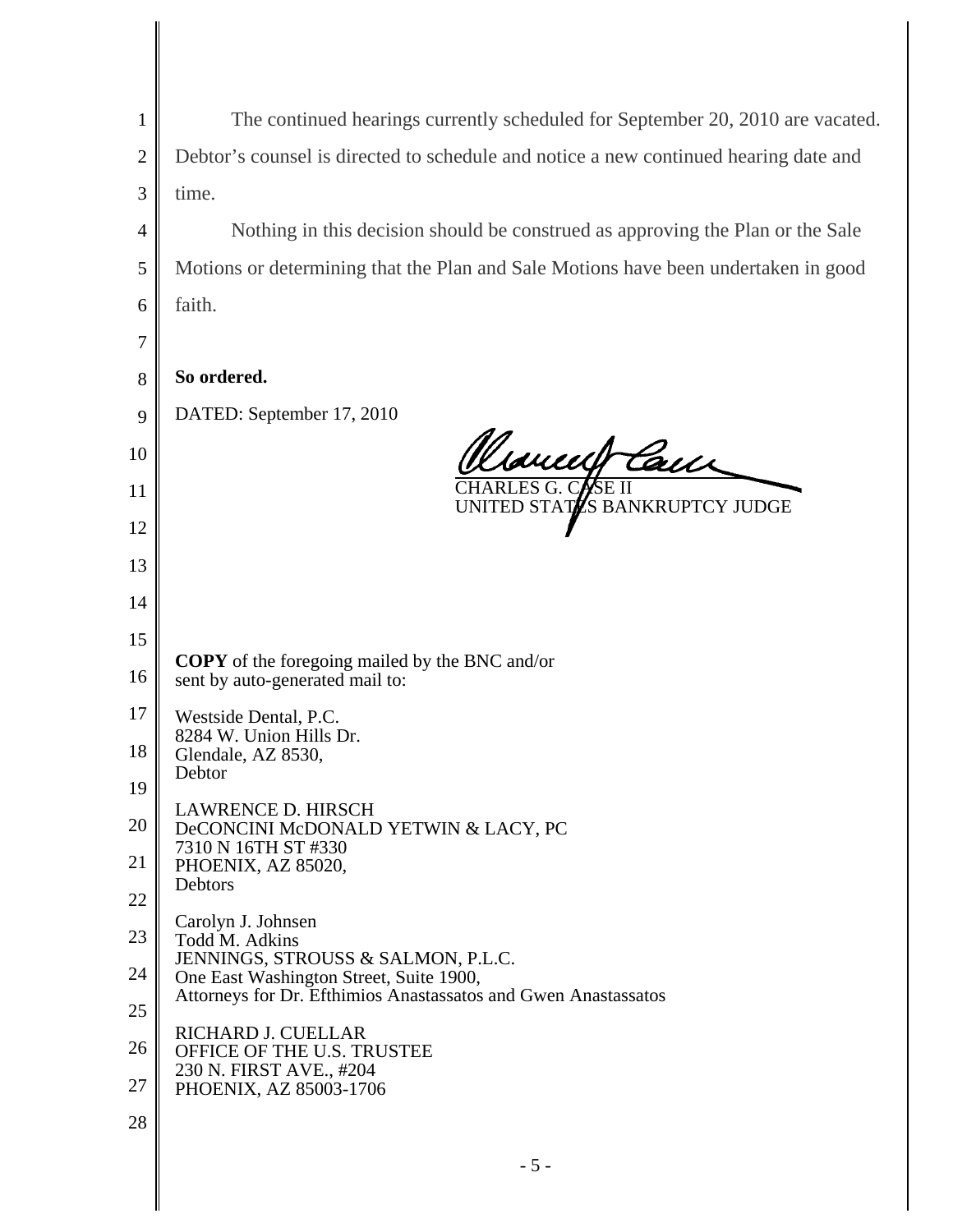The continued hearings currently scheduled for September 20, 2010 are vacated. Debtor's counsel is directed to schedule and notice a new continued hearing date and time.

Nothing in this decision should be construed as approving the Plan or the Sale Motions or determining that the Plan and Sale Motions have been undertaken in good faith.

**So ordered.**

DATED: September 17, 2010

CHARLES G. CASE II
UNITED STATES BANKRUPTCY JUDGE

**COPY** of the foregoing mailed by the BNC and/or sent by auto-generated mail to:

Westside Dental, P.C.
8284 W. Union Hills Dr.
Glendale, AZ 8530,
Debtor

LAWRENCE D. HIRSCH
DeCONCINI McDONALD YETWIN & LACY, PC
7310 N 16TH ST #330
PHOENIX, AZ 85020,
Debtors

Carolyn J. Johnsen
Todd M. Adkins
JENNINGS, STROUSS & SALMON, P.L.C.
One East Washington Street, Suite 1900,
Attorneys for Dr. Efthimios Anastassatos and Gwen Anastassatos

RICHARD J. CUELLAR
OFFICE OF THE U.S. TRUSTEE
230 N. FIRST AVE., #204
PHOENIX, AZ 85003-1706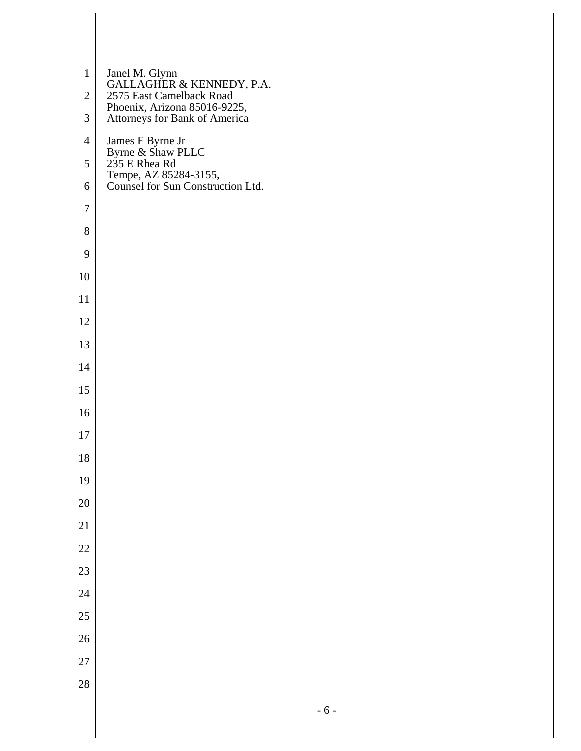Janel M. Glynn
GALLAGHER & KENNEDY, P.A.
2575 East Camelback Road
Phoenix, Arizona 85016-9225,
Attorneys for Bank of America

James F Byrne Jr
Byrne & Shaw PLLC
235 E Rhea Rd
Tempe, AZ 85284-3155,
Counsel for Sun Construction Ltd.